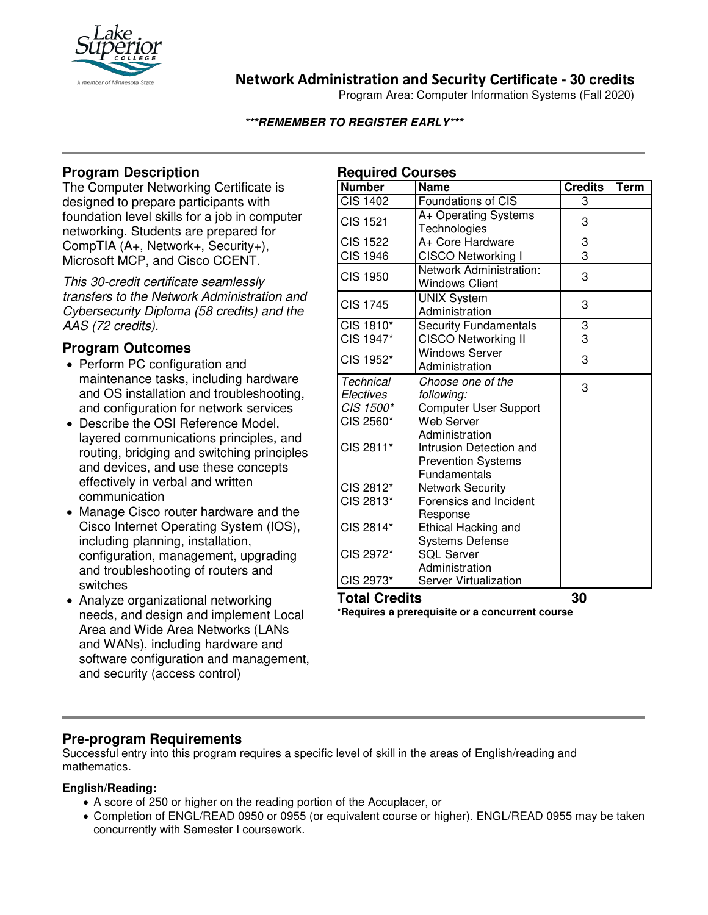# Network Administration and Security Certificate - 30 credits

Program Area: Computer Information Systems (Fall 2020)

***\*\*\*REMEMBER TO REGISTER EARLY\*\*\****

## Program Description

The Computer Networking Certificate is designed to prepare participants with foundation level skills for a job in computer networking. Students are prepared for CompTIA (A+, Network+, Security+), Microsoft MCP, and Cisco CCENT.

*This 30-credit certificate seamlessly transfers to the Network Administration and Cybersecurity Diploma (58 credits) and the AAS (72 credits).*

## Program Outcomes

- Perform PC configuration and maintenance tasks, including hardware and OS installation and troubleshooting, and configuration for network services
- Describe the OSI Reference Model, layered communications principles, and routing, bridging and switching principles and devices, and use these concepts effectively in verbal and written communication
- Manage Cisco router hardware and the Cisco Internet Operating System (IOS), including planning, installation, configuration, management, upgrading and troubleshooting of routers and switches
- Analyze organizational networking needs, and design and implement Local Area and Wide Area Networks (LANs and WANs), including hardware and software configuration and management, and security (access control)

## Required Courses

| Number | Name | Credits | Term |
|---|---|---|---|
| CIS 1402 | Foundations of CIS | 3 | |
| CIS 1521 | A+ Operating Systems Technologies | 3 | |
| CIS 1522 | A+ Core Hardware | 3 | |
| CIS 1946 | CISCO Networking I | 3 | |
| CIS 1950 | Network Administration: Windows Client | 3 | |
| CIS 1745 | UNIX System Administration | 3 | |
| CIS 1810* | Security Fundamentals | 3 | |
| CIS 1947* | CISCO Networking II | 3 | |
| CIS 1952* | Windows Server Administration | 3 | |
| *Technical Electives* | *Choose one of the following:* | 3 | |
| *CIS 1500** | Computer User Support | | |
| CIS 2560* | Web Server Administration | | |
| CIS 2811* | Intrusion Detection and Prevention Systems Fundamentals | | |
| CIS 2812* | Network Security | | |
| CIS 2813* | Forensics and Incident Response | | |
| CIS 2814* | Ethical Hacking and Systems Defense | | |
| CIS 2972* | SQL Server Administration | | |
| CIS 2973* | Server Virtualization | | |
| **Total Credits** | | **30** | |

**\*Requires a prerequisite or a concurrent course**

## Pre-program Requirements

Successful entry into this program requires a specific level of skill in the areas of English/reading and mathematics.

**English/Reading:**

- A score of 250 or higher on the reading portion of the Accuplacer, or
- Completion of ENGL/READ 0950 or 0955 (or equivalent course or higher). ENGL/READ 0955 may be taken concurrently with Semester I coursework.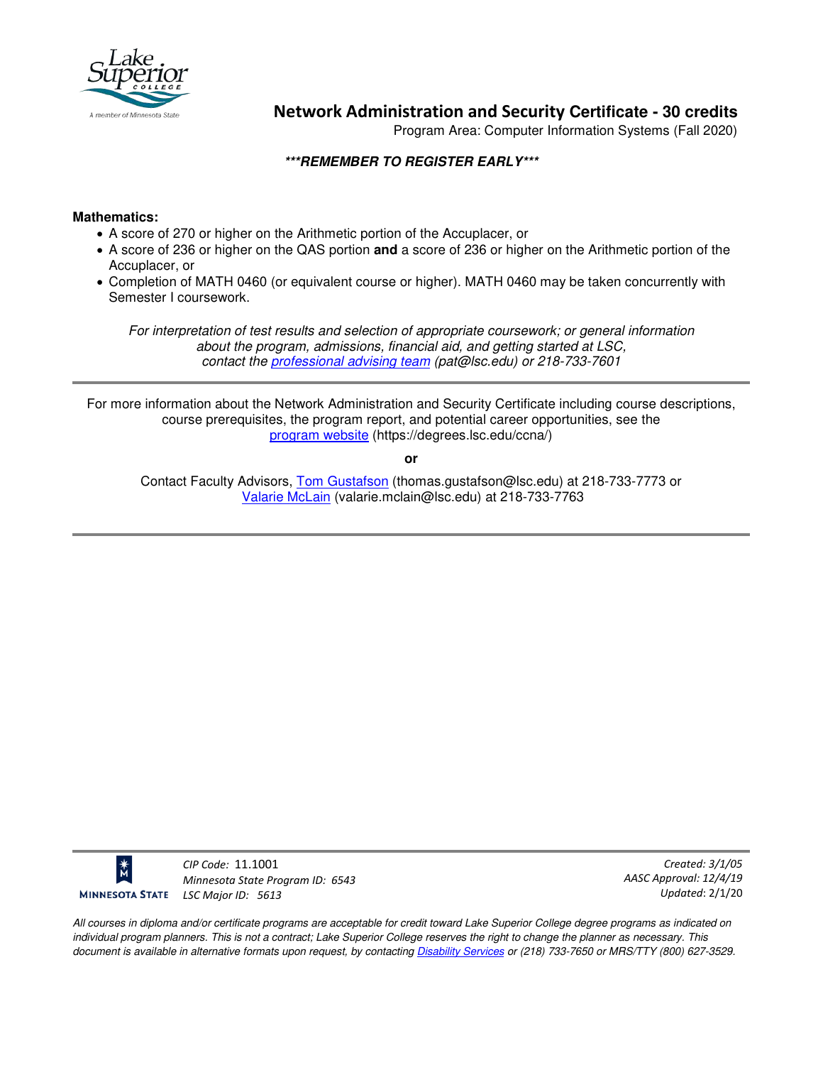## Network Administration and Security Certificate - 30 credits

Program Area: Computer Information Systems (Fall 2020)

***\*\*\*REMEMBER TO REGISTER EARLY\*\*\****

**Mathematics:**

- A score of 270 or higher on the Arithmetic portion of the Accuplacer, or
- A score of 236 or higher on the QAS portion **and** a score of 236 or higher on the Arithmetic portion of the Accuplacer, or
- Completion of MATH 0460 (or equivalent course or higher). MATH 0460 may be taken concurrently with Semester I coursework.

*For interpretation of test results and selection of appropriate coursework; or general information about the program, admissions, financial aid, and getting started at LSC, contact the professional advising team (pat@lsc.edu) or 218-733-7601*

---

For more information about the Network Administration and Security Certificate including course descriptions, course prerequisites, the program report, and potential career opportunities, see the program website (https://degrees.lsc.edu/ccna/)

**or**

Contact Faculty Advisors, Tom Gustafson (thomas.gustafson@lsc.edu) at 218-733-7773 or Valarie McLain (valarie.mclain@lsc.edu) at 218-733-7763

---

*CIP Code:* 11.1001
*Minnesota State Program ID: 6543*
*LSC Major ID: 5613*

*Created: 3/1/05*
*AASC Approval: 12/4/19*
*Updated:* 2/1/20

*All courses in diploma and/or certificate programs are acceptable for credit toward Lake Superior College degree programs as indicated on individual program planners. This is not a contract; Lake Superior College reserves the right to change the planner as necessary. This document is available in alternative formats upon request, by contacting Disability Services or (218) 733-7650 or MRS/TTY (800) 627-3529.*